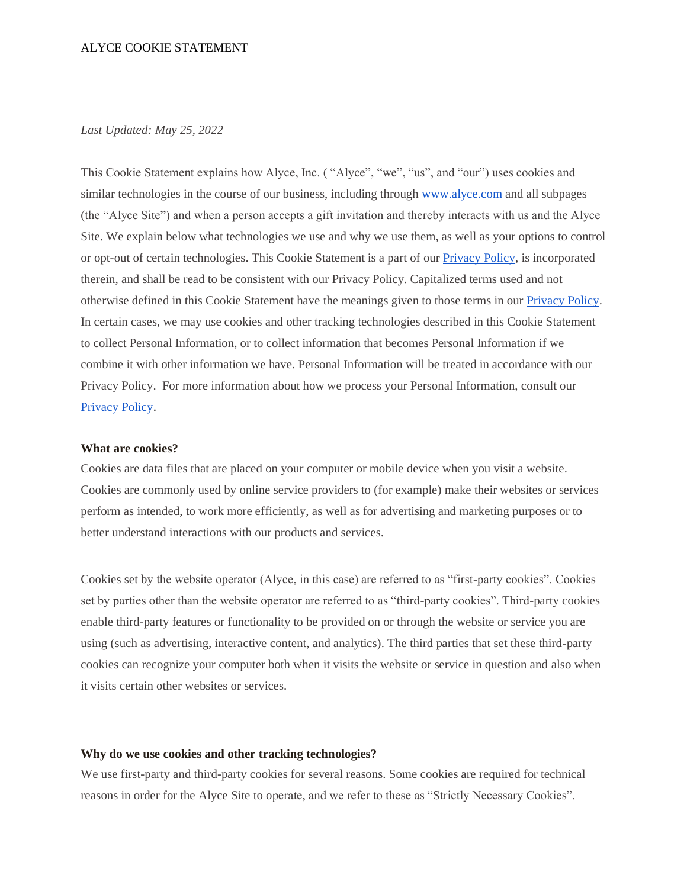# ALYCE COOKIE STATEMENT

*Last Updated: May 25, 2022*

This Cookie Statement explains how Alyce, Inc. ( "Alyce", "we", "us", and "our") uses cookies and similar technologies in the course of our business, including through [www.alyce.com](http://www.alyce.com) and all subpages (the "Alyce Site") and when a person accepts a gift invitation and thereby interacts with us and the Alyce Site. We explain below what technologies we use and why we use them, as well as your options to control or opt-out of certain technologies. This Cookie Statement is a part of our [Privacy Policy](), is incorporated therein, and shall be read to be consistent with our Privacy Policy. Capitalized terms used and not otherwise defined in this Cookie Statement have the meanings given to those terms in our [Privacy Policy](). In certain cases, we may use cookies and other tracking technologies described in this Cookie Statement to collect Personal Information, or to collect information that becomes Personal Information if we combine it with other information we have. Personal Information will be treated in accordance with our Privacy Policy. For more information about how we process your Personal Information, consult our [Privacy Policy]().

**What are cookies?**

Cookies are data files that are placed on your computer or mobile device when you visit a website. Cookies are commonly used by online service providers to (for example) make their websites or services perform as intended, to work more efficiently, as well as for advertising and marketing purposes or to better understand interactions with our products and services.

Cookies set by the website operator (Alyce, in this case) are referred to as "first-party cookies". Cookies set by parties other than the website operator are referred to as "third-party cookies". Third-party cookies enable third-party features or functionality to be provided on or through the website or service you are using (such as advertising, interactive content, and analytics). The third parties that set these third-party cookies can recognize your computer both when it visits the website or service in question and also when it visits certain other websites or services.

**Why do we use cookies and other tracking technologies?**

We use first-party and third-party cookies for several reasons. Some cookies are required for technical reasons in order for the Alyce Site to operate, and we refer to these as "Strictly Necessary Cookies".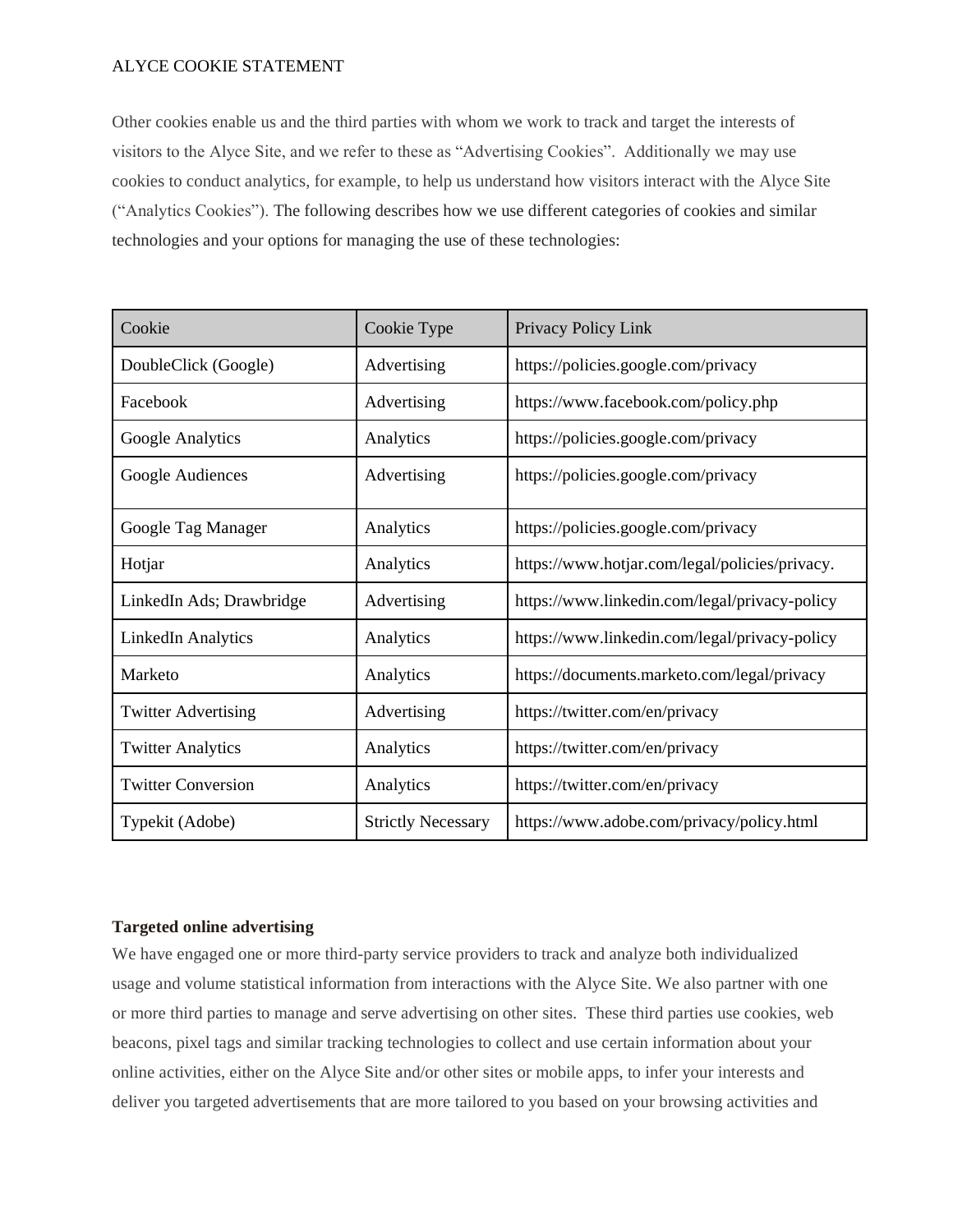Other cookies enable us and the third parties with whom we work to track and target the interests of visitors to the Alyce Site, and we refer to these as "Advertising Cookies". Additionally we may use cookies to conduct analytics, for example, to help us understand how visitors interact with the Alyce Site ("Analytics Cookies"). The following describes how we use different categories of cookies and similar technologies and your options for managing the use of these technologies:

| Cookie | Cookie Type | Privacy Policy Link |
| --- | --- | --- |
| DoubleClick (Google) | Advertising | https://policies.google.com/privacy |
| Facebook | Advertising | https://www.facebook.com/policy.php |
| Google Analytics | Analytics | https://policies.google.com/privacy |
| Google Audiences | Advertising | https://policies.google.com/privacy |
| Google Tag Manager | Analytics | https://policies.google.com/privacy |
| Hotjar | Analytics | https://www.hotjar.com/legal/policies/privacy. |
| LinkedIn Ads; Drawbridge | Advertising | https://www.linkedin.com/legal/privacy-policy |
| LinkedIn Analytics | Analytics | https://www.linkedin.com/legal/privacy-policy |
| Marketo | Analytics | https://documents.marketo.com/legal/privacy |
| Twitter Advertising | Advertising | https://twitter.com/en/privacy |
| Twitter Analytics | Analytics | https://twitter.com/en/privacy |
| Twitter Conversion | Analytics | https://twitter.com/en/privacy |
| Typekit (Adobe) | Strictly Necessary | https://www.adobe.com/privacy/policy.html |

**Targeted online advertising**

We have engaged one or more third-party service providers to track and analyze both individualized usage and volume statistical information from interactions with the Alyce Site. We also partner with one or more third parties to manage and serve advertising on other sites. These third parties use cookies, web beacons, pixel tags and similar tracking technologies to collect and use certain information about your online activities, either on the Alyce Site and/or other sites or mobile apps, to infer your interests and deliver you targeted advertisements that are more tailored to you based on your browsing activities and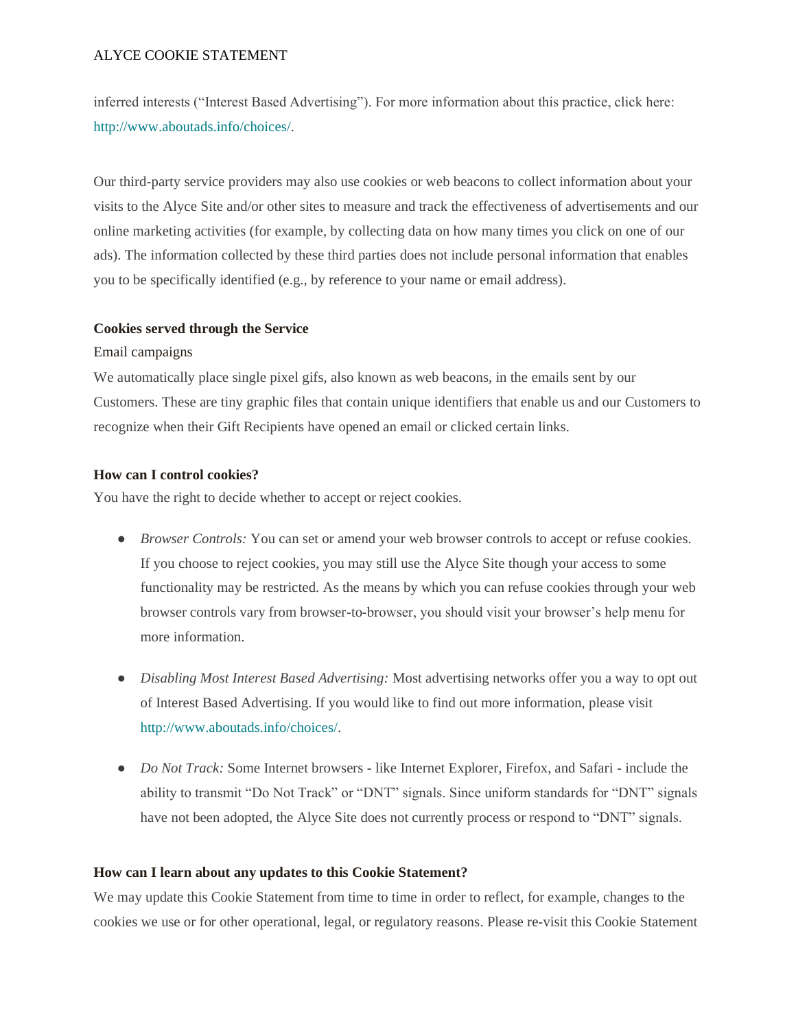inferred interests (“Interest Based Advertising”). For more information about this practice, click here: http://www.aboutads.info/choices/.

Our third-party service providers may also use cookies or web beacons to collect information about your visits to the Alyce Site and/or other sites to measure and track the effectiveness of advertisements and our online marketing activities (for example, by collecting data on how many times you click on one of our ads). The information collected by these third parties does not include personal information that enables you to be specifically identified (e.g., by reference to your name or email address).

**Cookies served through the Service**

Email campaigns

We automatically place single pixel gifs, also known as web beacons, in the emails sent by our Customers. These are tiny graphic files that contain unique identifiers that enable us and our Customers to recognize when their Gift Recipients have opened an email or clicked certain links.

**How can I control cookies?**

You have the right to decide whether to accept or reject cookies.

- *Browser Controls:* You can set or amend your web browser controls to accept or refuse cookies. If you choose to reject cookies, you may still use the Alyce Site though your access to some functionality may be restricted. As the means by which you can refuse cookies through your web browser controls vary from browser-to-browser, you should visit your browser’s help menu for more information.

- *Disabling Most Interest Based Advertising:* Most advertising networks offer you a way to opt out of Interest Based Advertising. If you would like to find out more information, please visit http://www.aboutads.info/choices/.

- *Do Not Track:* Some Internet browsers - like Internet Explorer, Firefox, and Safari - include the ability to transmit “Do Not Track” or “DNT” signals. Since uniform standards for “DNT” signals have not been adopted, the Alyce Site does not currently process or respond to “DNT” signals.

**How can I learn about any updates to this Cookie Statement?**

We may update this Cookie Statement from time to time in order to reflect, for example, changes to the cookies we use or for other operational, legal, or regulatory reasons. Please re-visit this Cookie Statement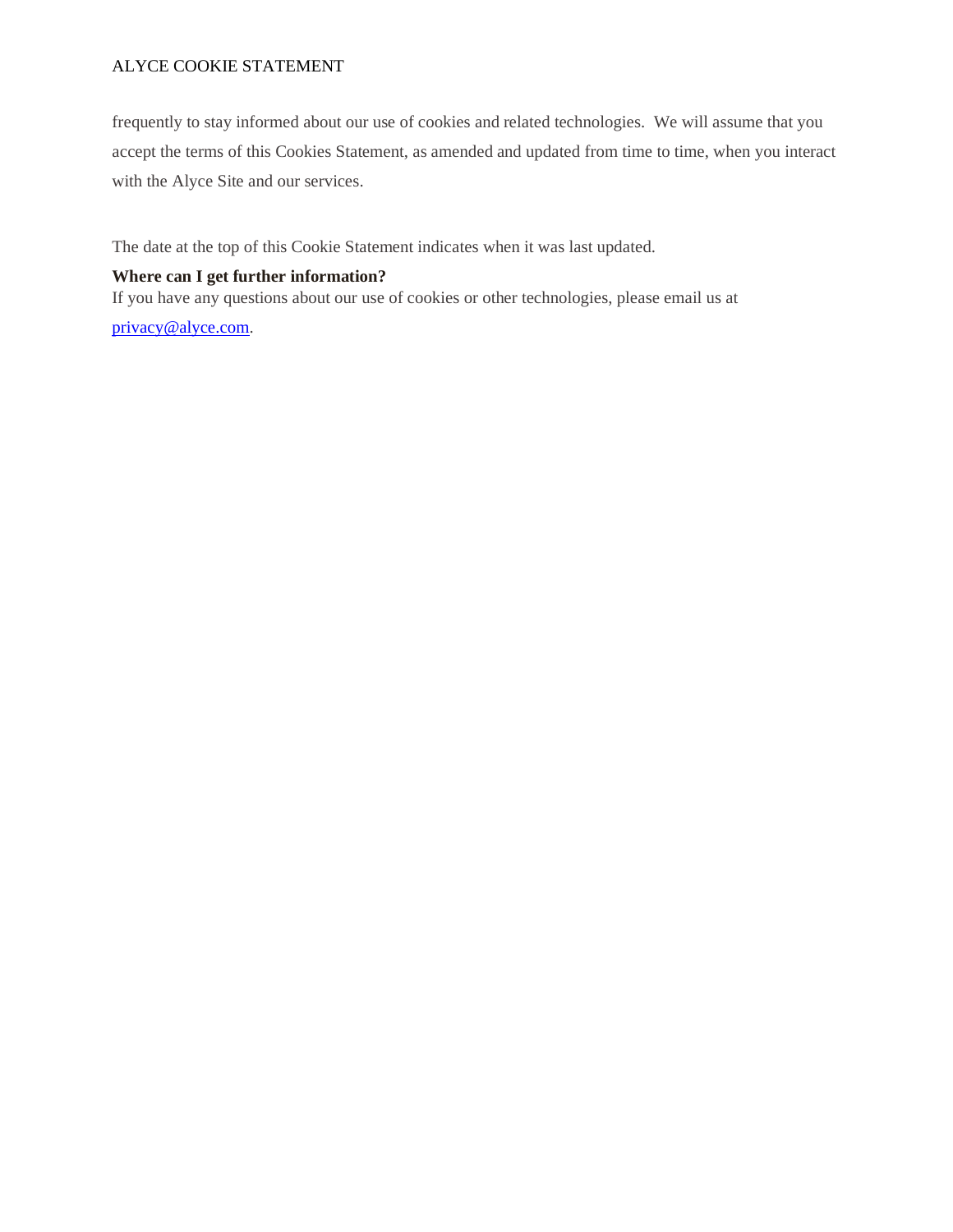frequently to stay informed about our use of cookies and related technologies. We will assume that you accept the terms of this Cookies Statement, as amended and updated from time to time, when you interact with the Alyce Site and our services.

The date at the top of this Cookie Statement indicates when it was last updated.

**Where can I get further information?**

If you have any questions about our use of cookies or other technologies, please email us at [privacy@alyce.com](mailto:privacy@alyce.com).